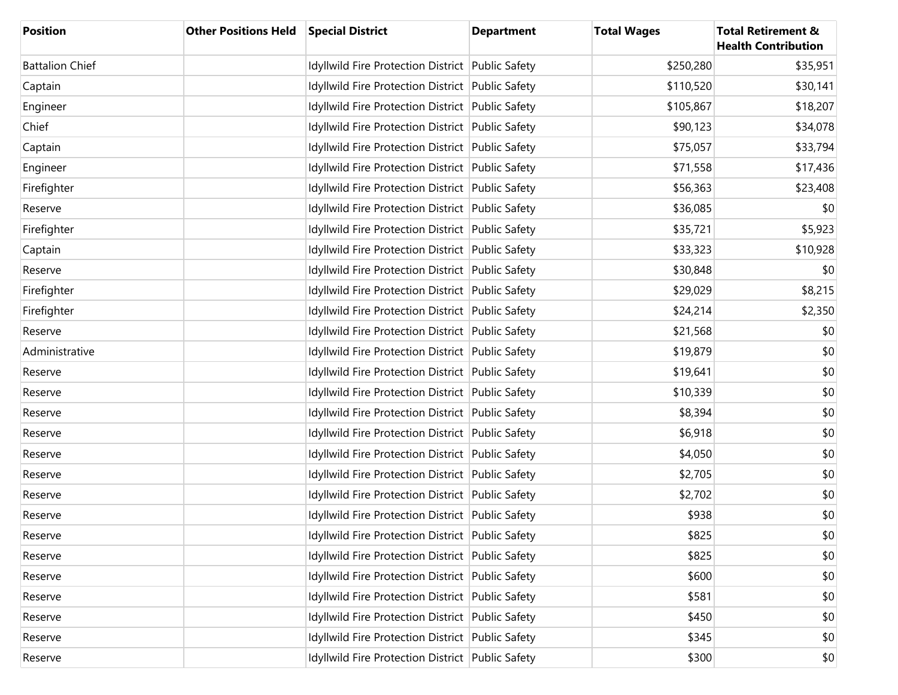| Position | Other Positions Held | Special District | Department | Total Wages | Total Retirement & Health Contribution |
|---|---|---|---|---|---|
| Battalion Chief | | Idyllwild Fire Protection District | Public Safety | $250,280 | $35,951 |
| Captain | | Idyllwild Fire Protection District | Public Safety | $110,520 | $30,141 |
| Engineer | | Idyllwild Fire Protection District | Public Safety | $105,867 | $18,207 |
| Chief | | Idyllwild Fire Protection District | Public Safety | $90,123 | $34,078 |
| Captain | | Idyllwild Fire Protection District | Public Safety | $75,057 | $33,794 |
| Engineer | | Idyllwild Fire Protection District | Public Safety | $71,558 | $17,436 |
| Firefighter | | Idyllwild Fire Protection District | Public Safety | $56,363 | $23,408 |
| Reserve | | Idyllwild Fire Protection District | Public Safety | $36,085 | $0 |
| Firefighter | | Idyllwild Fire Protection District | Public Safety | $35,721 | $5,923 |
| Captain | | Idyllwild Fire Protection District | Public Safety | $33,323 | $10,928 |
| Reserve | | Idyllwild Fire Protection District | Public Safety | $30,848 | $0 |
| Firefighter | | Idyllwild Fire Protection District | Public Safety | $29,029 | $8,215 |
| Firefighter | | Idyllwild Fire Protection District | Public Safety | $24,214 | $2,350 |
| Reserve | | Idyllwild Fire Protection District | Public Safety | $21,568 | $0 |
| Administrative | | Idyllwild Fire Protection District | Public Safety | $19,879 | $0 |
| Reserve | | Idyllwild Fire Protection District | Public Safety | $19,641 | $0 |
| Reserve | | Idyllwild Fire Protection District | Public Safety | $10,339 | $0 |
| Reserve | | Idyllwild Fire Protection District | Public Safety | $8,394 | $0 |
| Reserve | | Idyllwild Fire Protection District | Public Safety | $6,918 | $0 |
| Reserve | | Idyllwild Fire Protection District | Public Safety | $4,050 | $0 |
| Reserve | | Idyllwild Fire Protection District | Public Safety | $2,705 | $0 |
| Reserve | | Idyllwild Fire Protection District | Public Safety | $2,702 | $0 |
| Reserve | | Idyllwild Fire Protection District | Public Safety | $938 | $0 |
| Reserve | | Idyllwild Fire Protection District | Public Safety | $825 | $0 |
| Reserve | | Idyllwild Fire Protection District | Public Safety | $825 | $0 |
| Reserve | | Idyllwild Fire Protection District | Public Safety | $600 | $0 |
| Reserve | | Idyllwild Fire Protection District | Public Safety | $581 | $0 |
| Reserve | | Idyllwild Fire Protection District | Public Safety | $450 | $0 |
| Reserve | | Idyllwild Fire Protection District | Public Safety | $345 | $0 |
| Reserve | | Idyllwild Fire Protection District | Public Safety | $300 | $0 |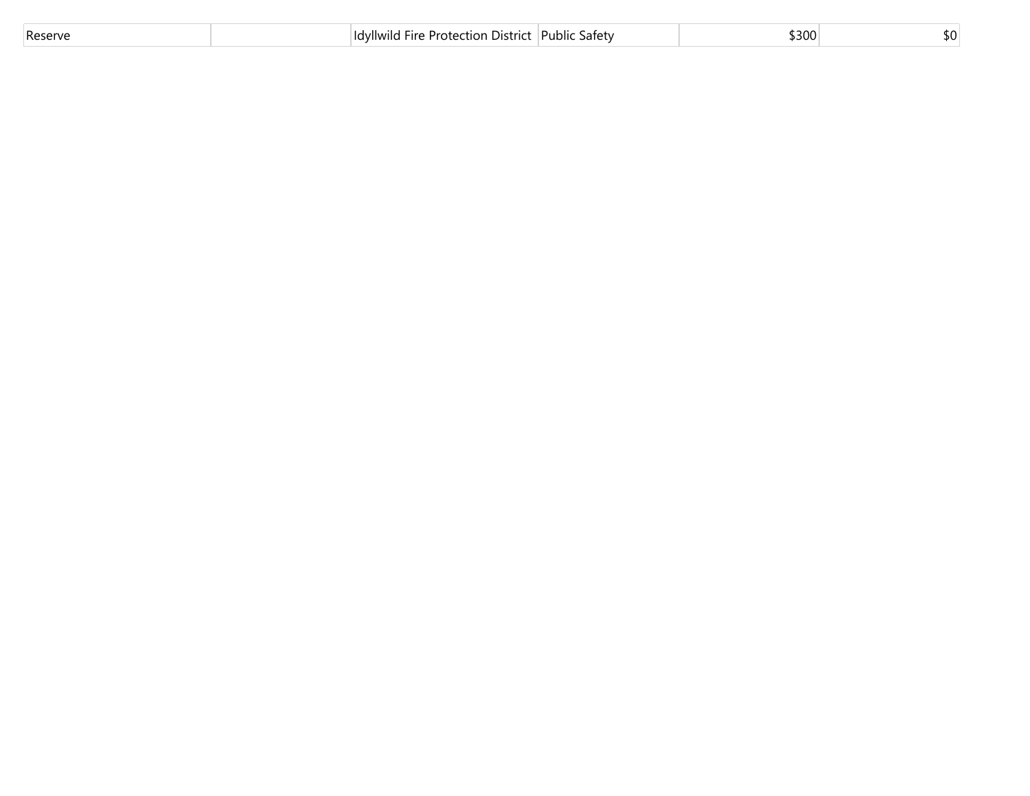| | | | | | |
|---|---|---|---|---|---|
| Reserve | | Idyllwild Fire Protection District | Public Safety | $300 | $0 |